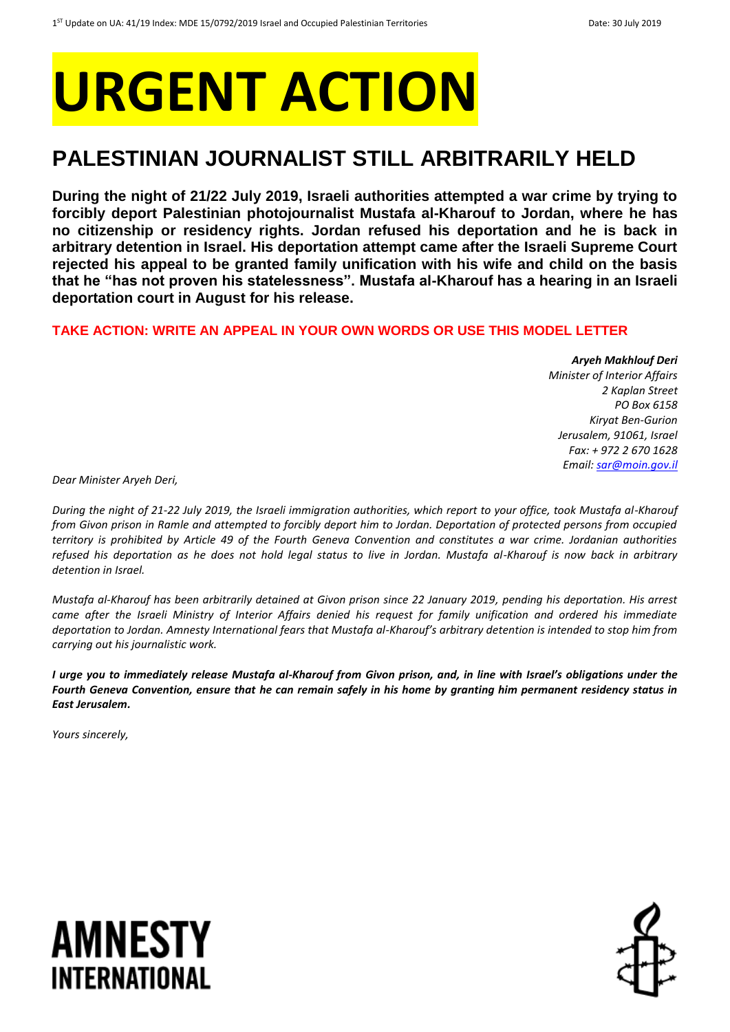# URGENT ACTION

## PALESTINIAN JOURNALIST STILL ARBITRARILY HELD

**During the night of 21/22 July 2019, Israeli authorities attempted a war crime by trying to forcibly deport Palestinian photojournalist Mustafa al-Kharouf to Jordan, where he has no citizenship or residency rights. Jordan refused his deportation and he is back in arbitrary detention in Israel. His deportation attempt came after the Israeli Supreme Court rejected his appeal to be granted family unification with his wife and child on the basis that he "has not proven his statelessness". Mustafa al-Kharouf has a hearing in an Israeli deportation court in August for his release.**

**TAKE ACTION: WRITE AN APPEAL IN YOUR OWN WORDS OR USE THIS MODEL LETTER**

***Aryeh Makhlouf Deri***
*Minister of Interior Affairs*
*2 Kaplan Street*
*PO Box 6158*
*Kiryat Ben-Gurion*
*Jerusalem, 91061, Israel*
*Fax: + 972 2 670 1628*
*Email: sar@moin.gov.il*

*Dear Minister Aryeh Deri,*

*During the night of 21-22 July 2019, the Israeli immigration authorities, which report to your office, took Mustafa al-Kharouf from Givon prison in Ramle and attempted to forcibly deport him to Jordan. Deportation of protected persons from occupied territory is prohibited by Article 49 of the Fourth Geneva Convention and constitutes a war crime. Jordanian authorities refused his deportation as he does not hold legal status to live in Jordan. Mustafa al-Kharouf is now back in arbitrary detention in Israel.*

*Mustafa al-Kharouf has been arbitrarily detained at Givon prison since 22 January 2019, pending his deportation. His arrest came after the Israeli Ministry of Interior Affairs denied his request for family unification and ordered his immediate deportation to Jordan. Amnesty International fears that Mustafa al-Kharouf's arbitrary detention is intended to stop him from carrying out his journalistic work.*

***I urge you to immediately release Mustafa al-Kharouf from Givon prison, and, in line with Israel's obligations under the Fourth Geneva Convention, ensure that he can remain safely in his home by granting him permanent residency status in East Jerusalem.***

*Yours sincerely,*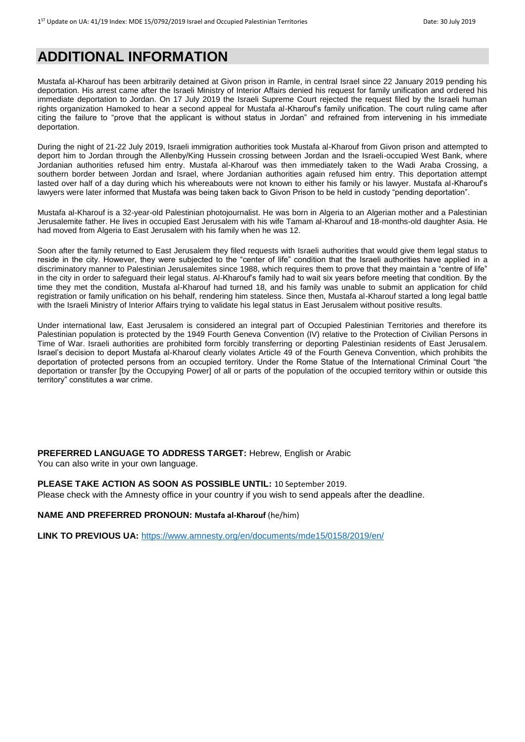# ADDITIONAL INFORMATION

Mustafa al-Kharouf has been arbitrarily detained at Givon prison in Ramle, in central Israel since 22 January 2019 pending his deportation. His arrest came after the Israeli Ministry of Interior Affairs denied his request for family unification and ordered his immediate deportation to Jordan. On 17 July 2019 the Israeli Supreme Court rejected the request filed by the Israeli human rights organization Hamoked to hear a second appeal for Mustafa al-Kharouf's family unification. The court ruling came after citing the failure to "prove that the applicant is without status in Jordan" and refrained from intervening in his immediate deportation.

During the night of 21-22 July 2019, Israeli immigration authorities took Mustafa al-Kharouf from Givon prison and attempted to deport him to Jordan through the Allenby/King Hussein crossing between Jordan and the Israeli-occupied West Bank, where Jordanian authorities refused him entry. Mustafa al-Kharouf was then immediately taken to the Wadi Araba Crossing, a southern border between Jordan and Israel, where Jordanian authorities again refused him entry. This deportation attempt lasted over half of a day during which his whereabouts were not known to either his family or his lawyer. Mustafa al-Kharouf's lawyers were later informed that Mustafa was being taken back to Givon Prison to be held in custody "pending deportation".

Mustafa al-Kharouf is a 32-year-old Palestinian photojournalist. He was born in Algeria to an Algerian mother and a Palestinian Jerusalemite father. He lives in occupied East Jerusalem with his wife Tamam al-Kharouf and 18-months-old daughter Asia. He had moved from Algeria to East Jerusalem with his family when he was 12.

Soon after the family returned to East Jerusalem they filed requests with Israeli authorities that would give them legal status to reside in the city. However, they were subjected to the "center of life" condition that the Israeli authorities have applied in a discriminatory manner to Palestinian Jerusalemites since 1988, which requires them to prove that they maintain a "centre of life" in the city in order to safeguard their legal status. Al-Kharouf's family had to wait six years before meeting that condition. By the time they met the condition, Mustafa al-Kharouf had turned 18, and his family was unable to submit an application for child registration or family unification on his behalf, rendering him stateless. Since then, Mustafa al-Kharouf started a long legal battle with the Israeli Ministry of Interior Affairs trying to validate his legal status in East Jerusalem without positive results.

Under international law, East Jerusalem is considered an integral part of Occupied Palestinian Territories and therefore its Palestinian population is protected by the 1949 Fourth Geneva Convention (IV) relative to the Protection of Civilian Persons in Time of War. Israeli authorities are prohibited form forcibly transferring or deporting Palestinian residents of East Jerusalem. Israel's decision to deport Mustafa al-Kharouf clearly violates Article 49 of the Fourth Geneva Convention, which prohibits the deportation of protected persons from an occupied territory. Under the Rome Statue of the International Criminal Court "the deportation or transfer [by the Occupying Power] of all or parts of the population of the occupied territory within or outside this territory" constitutes a war crime.

**PREFERRED LANGUAGE TO ADDRESS TARGET:** Hebrew, English or Arabic
You can also write in your own language.

**PLEASE TAKE ACTION AS SOON AS POSSIBLE UNTIL:** 10 September 2019.
Please check with the Amnesty office in your country if you wish to send appeals after the deadline.

**NAME AND PREFERRED PRONOUN: Mustafa al-Kharouf** (he/him)

**LINK TO PREVIOUS UA:** https://www.amnesty.org/en/documents/mde15/0158/2019/en/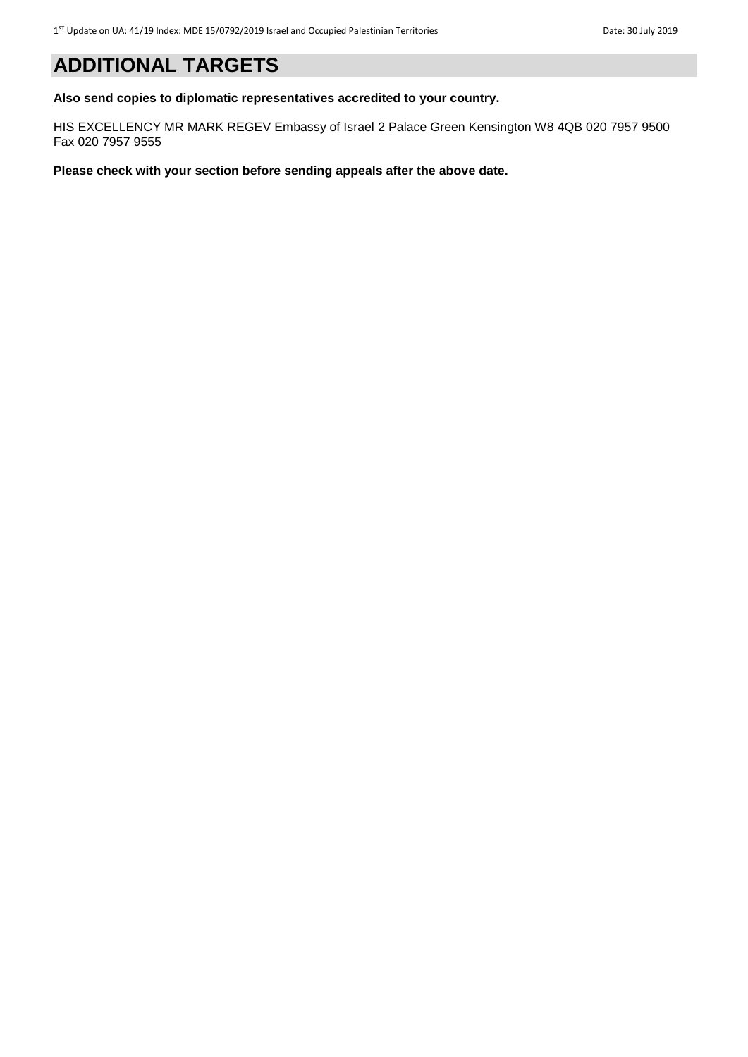## ADDITIONAL TARGETS

**Also send copies to diplomatic representatives accredited to your country.**

HIS EXCELLENCY MR MARK REGEV Embassy of Israel 2 Palace Green Kensington W8 4QB 020 7957 9500 Fax 020 7957 9555

**Please check with your section before sending appeals after the above date.**